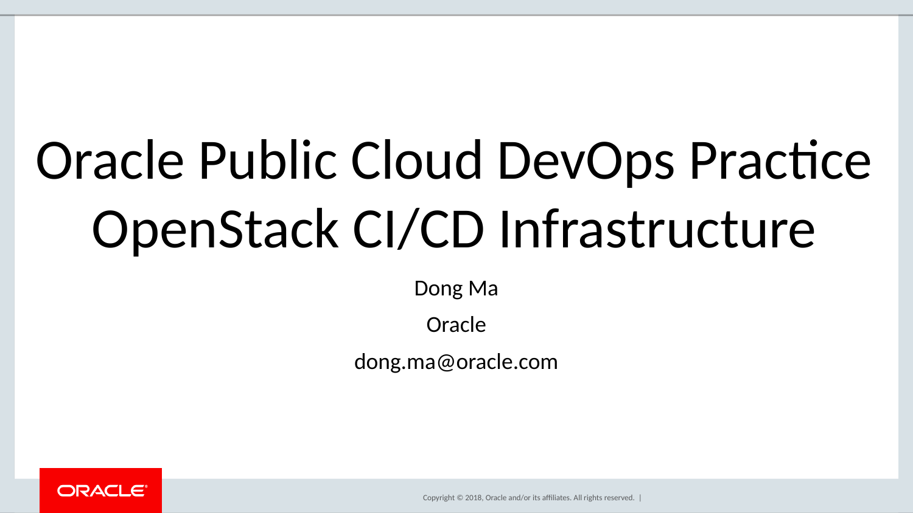# Oracle Public Cloud DevOps Practice OpenStack CI/CD Infrastructure

Dong Ma

Oracle

dong.ma@oracle.com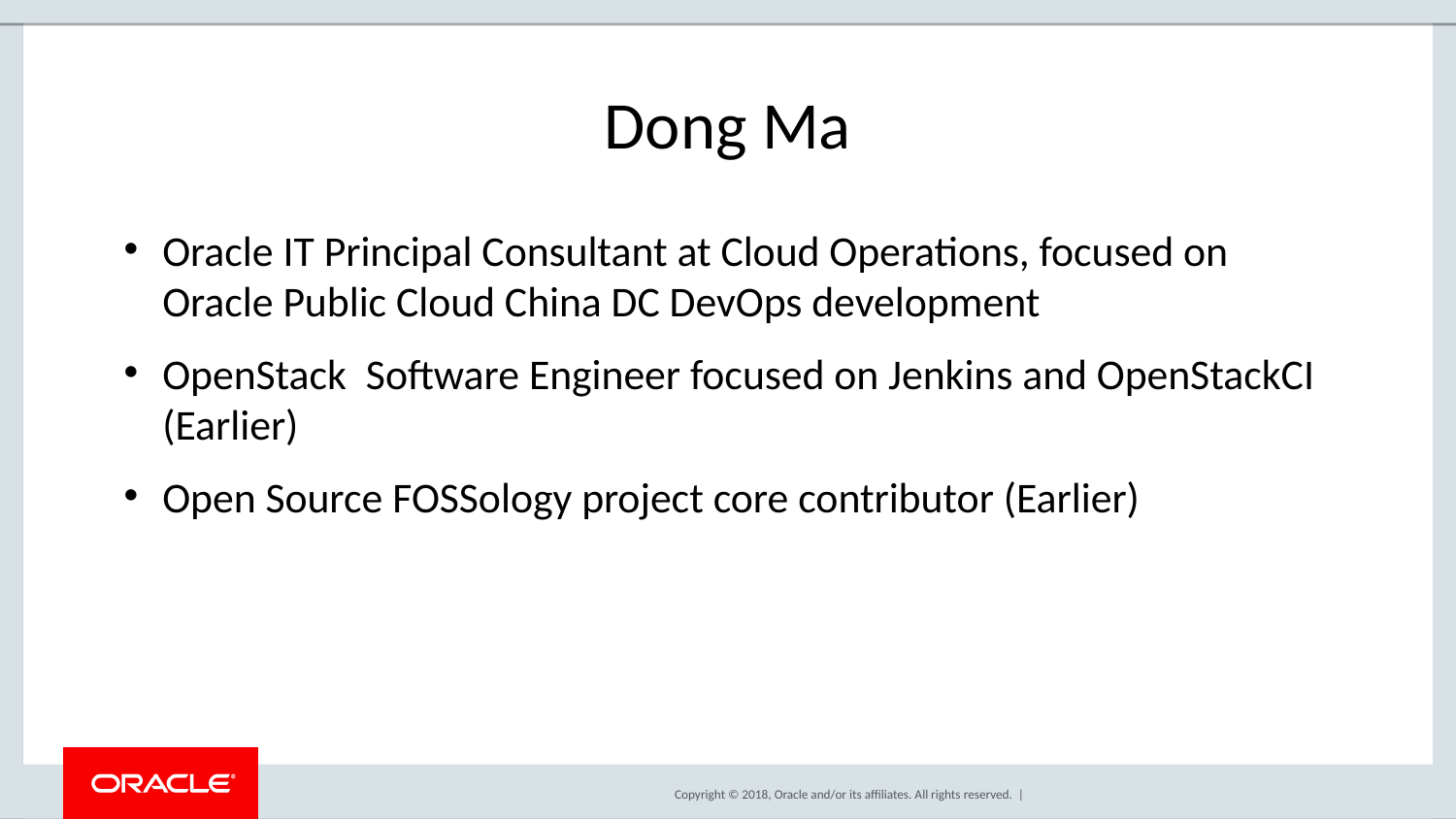# Dong Ma

- Oracle IT Principal Consultant at Cloud Operations, focused on Oracle Public Cloud China DC DevOps development
- OpenStack  Software Engineer focused on Jenkins and OpenStackCI (Earlier)
- Open Source FOSSology project core contributor (Earlier)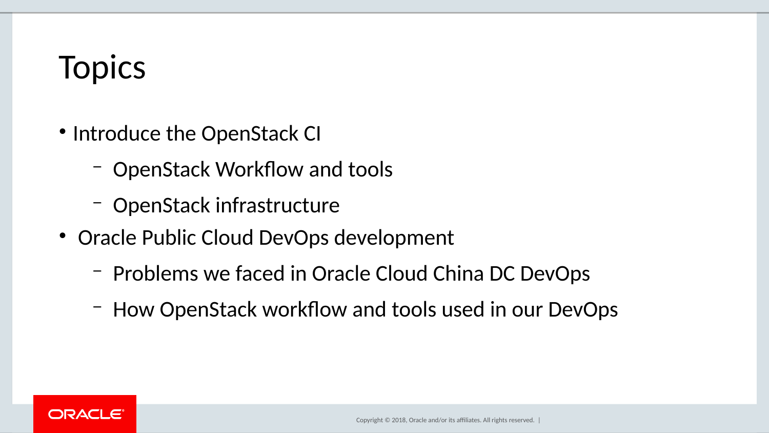# Topics

- Introduce the OpenStack CI
  - OpenStack Workflow and tools
  - OpenStack infrastructure
- Oracle Public Cloud DevOps development
  - Problems we faced in Oracle Cloud China DC DevOps
  - How OpenStack workflow and tools used in our DevOps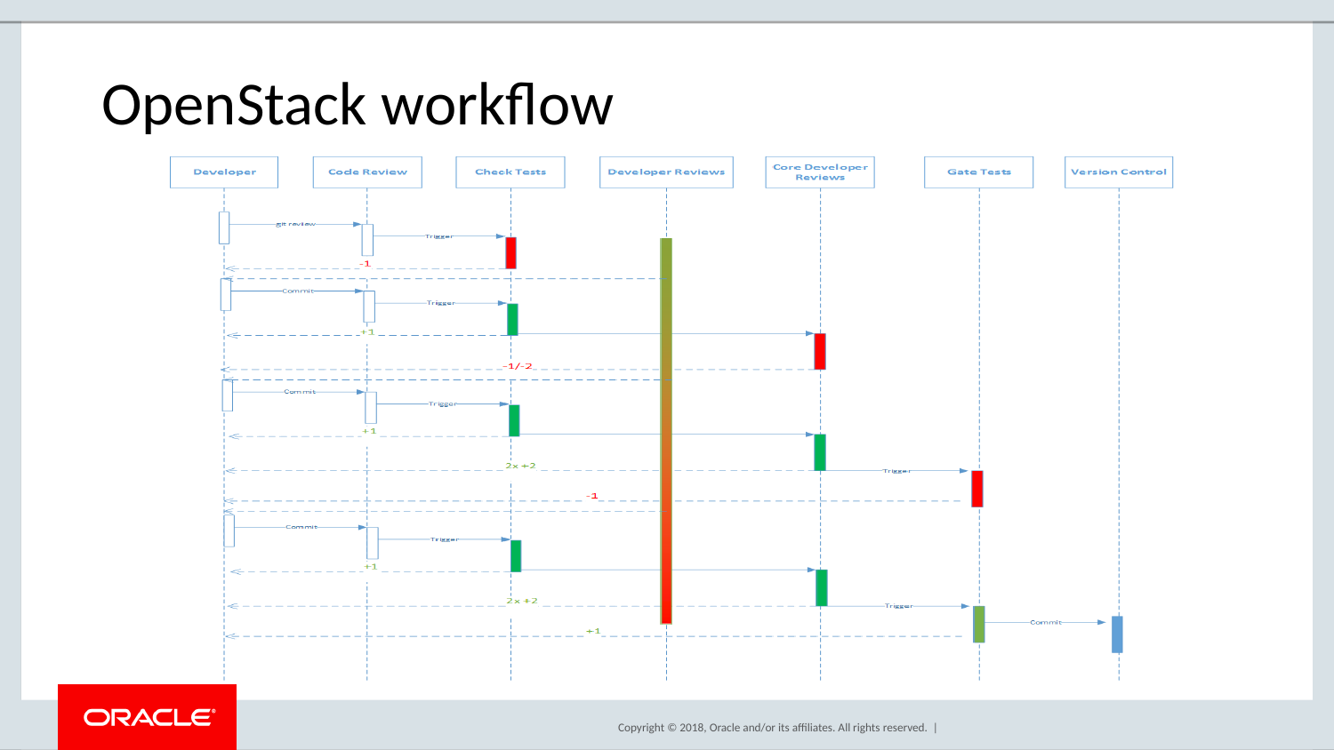# OpenStack workflow

Developer | Code Review | Check Tests | Developer Reviews | Core Developer Reviews | Gate Tests | Version Control

git review → Trigger → -1

Commit → Trigger → +1 → -1/-2

Commit → Trigger → +1 → 2x +2 → Trigger → -1

Commit → Trigger → +1 → 2x +2 → Trigger → Commit → +1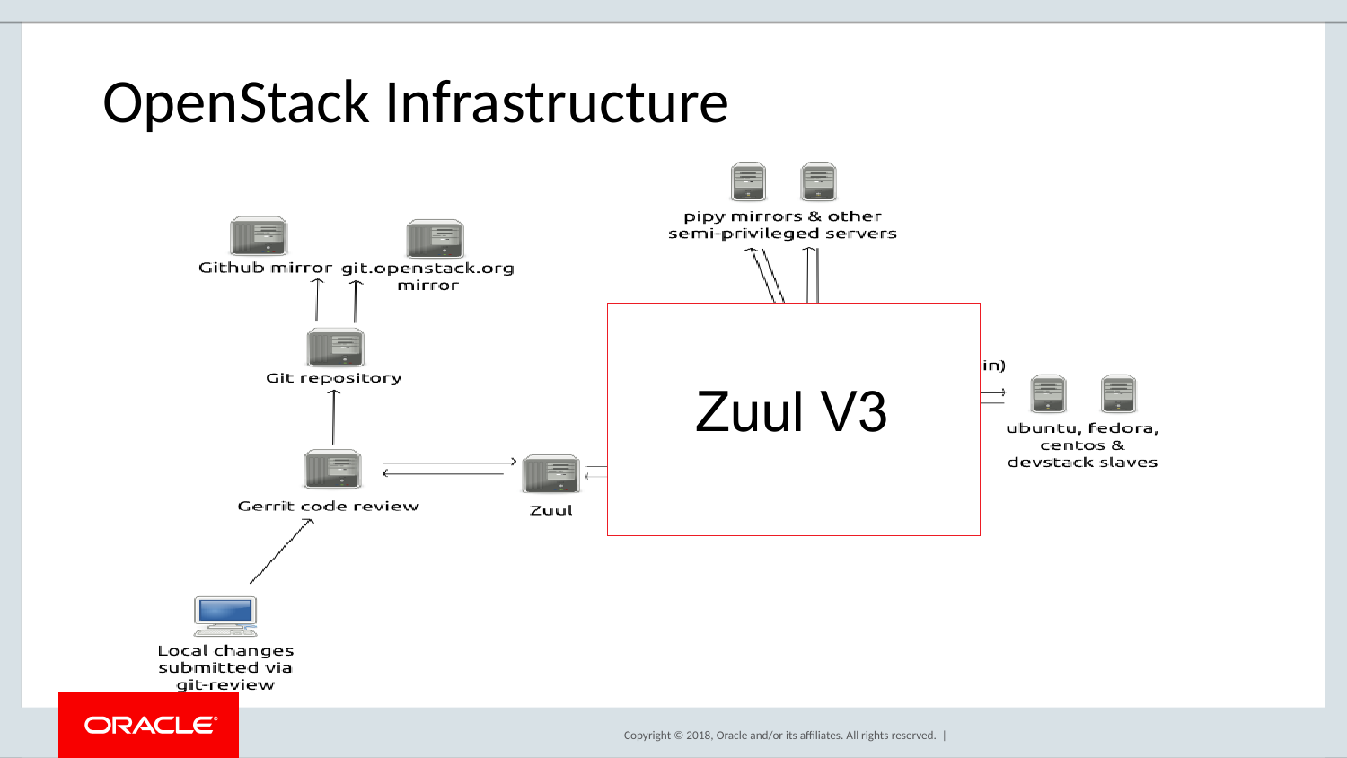# OpenStack Infrastructure

Github mirror

git.openstack.org mirror

Git repository

Gerrit code review

Zuul

Zuul V3

pipy mirrors & other semi-privileged servers

in)

ubuntu, fedora, centos & devstack slaves

Local changes submitted via git-review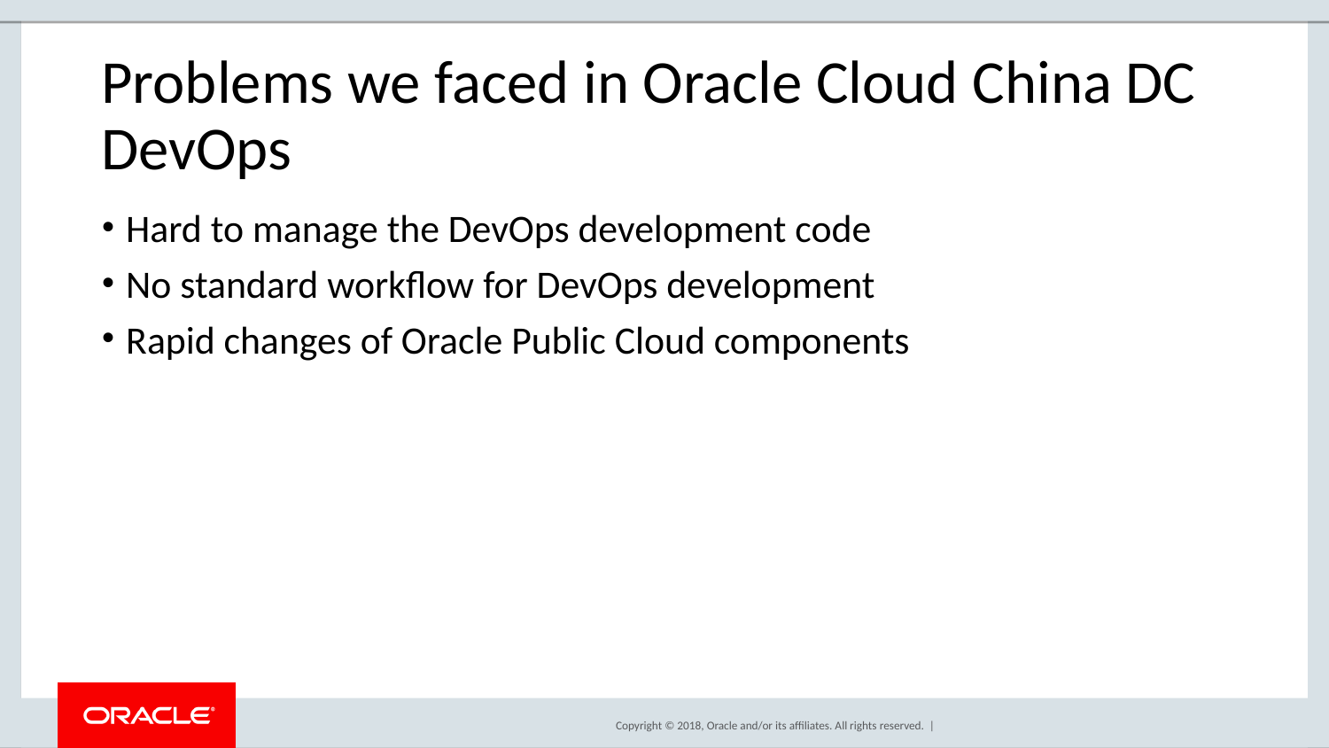# Problems we faced in Oracle Cloud China DC DevOps

- Hard to manage the DevOps development code
- No standard workflow for DevOps development
- Rapid changes of Oracle Public Cloud components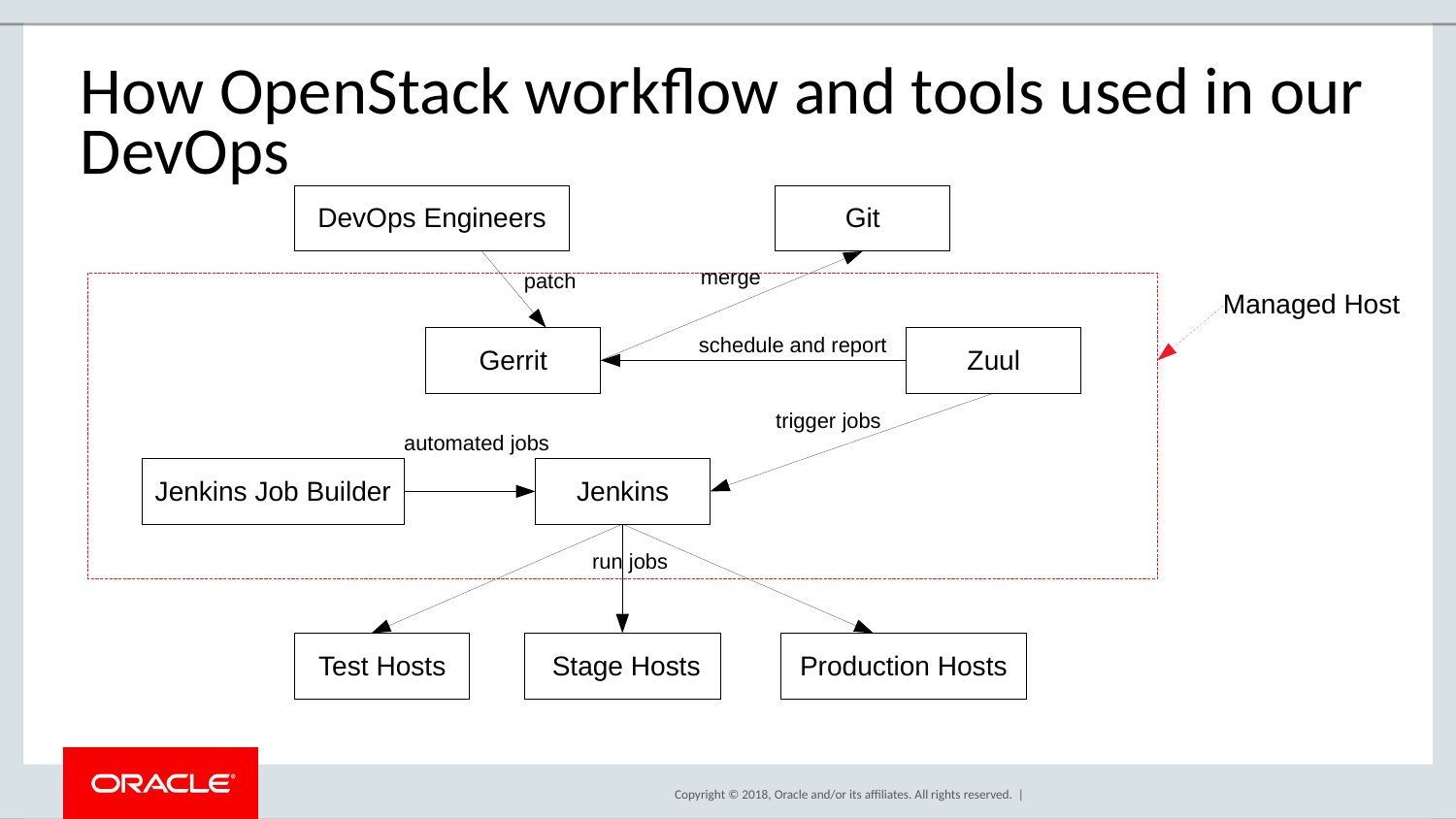# How OpenStack workflow and tools used in our DevOps

DevOps Engineers

Git

patch

merge

Managed Host

Gerrit

schedule and report

Zuul

trigger jobs

automated jobs

Jenkins Job Builder

Jenkins

run jobs

Test Hosts

Stage Hosts

Production Hosts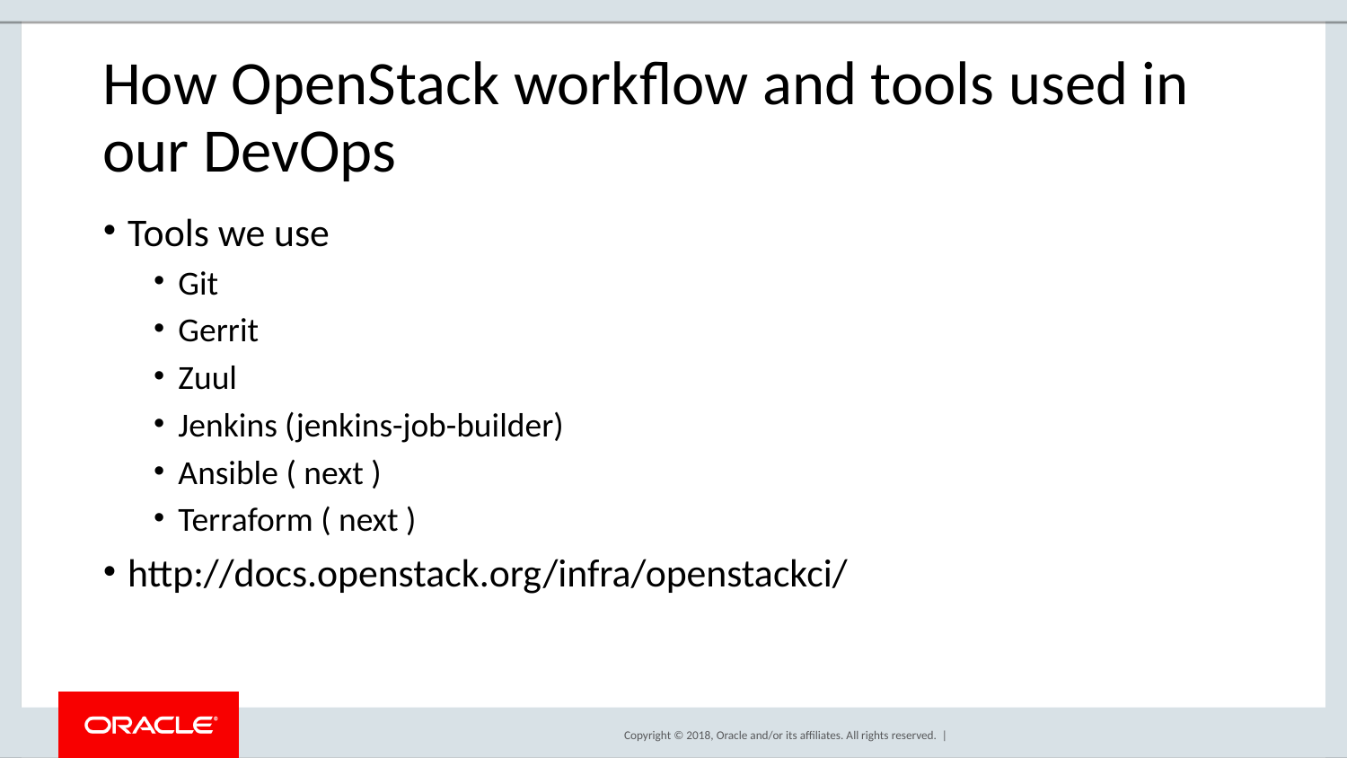# How OpenStack workflow and tools used in our DevOps

- Tools we use
  - Git
  - Gerrit
  - Zuul
  - Jenkins (jenkins-job-builder)
  - Ansible ( next )
  - Terraform ( next )
- http://docs.openstack.org/infra/openstackci/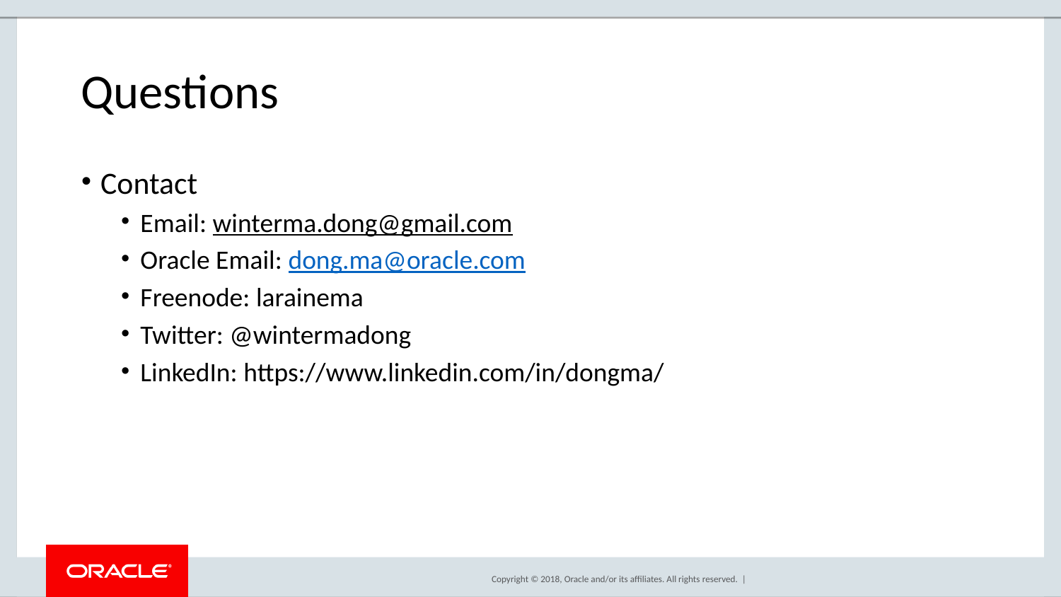# Questions

- Contact
  - Email: winterma.dong@gmail.com
  - Oracle Email: dong.ma@oracle.com
  - Freenode: larainema
  - Twitter: @wintermadong
  - LinkedIn: https://www.linkedin.com/in/dongma/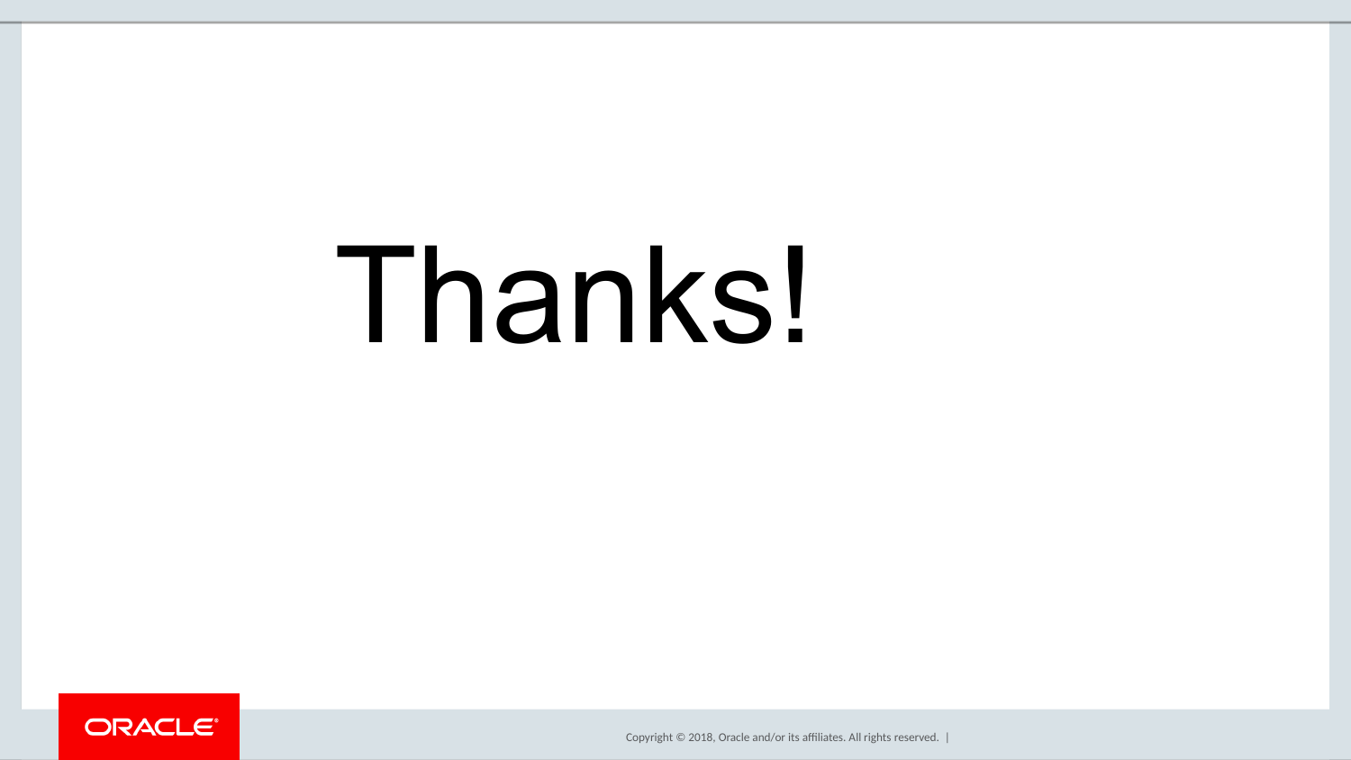# Thanks!